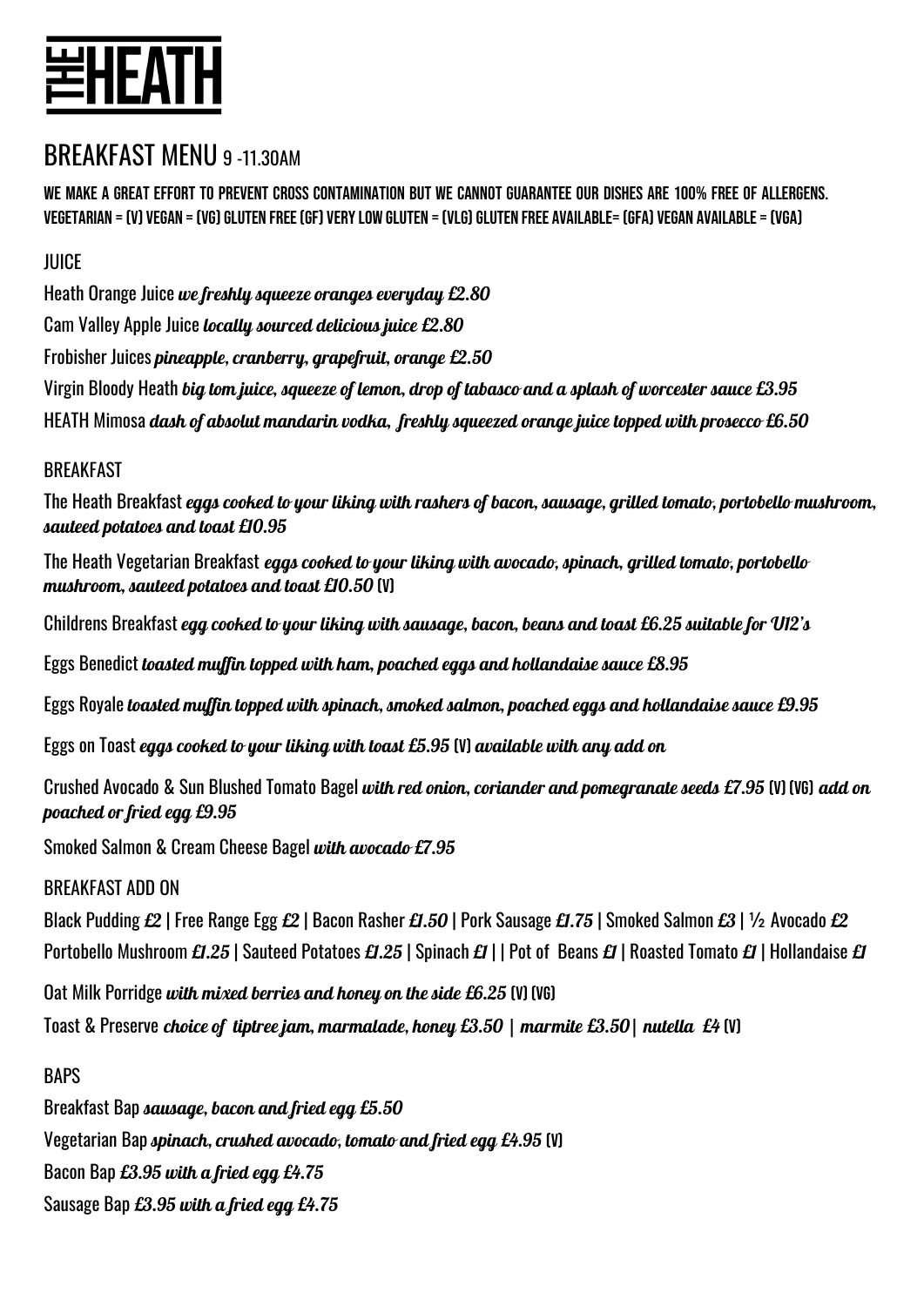# THE HEATH

## BREAKFAST MENU 9 -11.30AM

WE MAKE A GREAT EFFORT TO PREVENT CROSS CONTAMINATION BUT WE CANNOT GUARANTEE OUR DISHES ARE 100% FREE OF ALLERGENS.
VEGETARIAN = (V) VEGAN = (VG) GLUTEN FREE (GF) VERY LOW GLUTEN = (VLG) GLUTEN FREE AVAILABLE= (GFA) VEGAN AVAILABLE = (VGA)

### JUICE

Heath Orange Juice *we freshly squeeze oranges everyday £2.80*

Cam Valley Apple Juice *locally sourced delicious juice £2.80*

Frobisher Juices *pineapple, cranberry, grapefruit, orange £2.50*

Virgin Bloody Heath *big tom juice, squeeze of lemon, drop of tabasco and a splash of worcester sauce £3.95*

HEATH Mimosa *dash of absolut mandarin vodka, freshly squeezed orange juice topped with prosecco £6.50*

### BREAKFAST

The Heath Breakfast *eggs cooked to your liking with rashers of bacon, sausage, grilled tomato, portobello mushroom, sauteed potatoes and toast £10.95*

The Heath Vegetarian Breakfast *eggs cooked to your liking with avocado, spinach, grilled tomato, portobello mushroom, sauteed potatoes and toast £10.50* (V)

Childrens Breakfast *egg cooked to your liking with sausage, bacon, beans and toast £6.25 suitable for U12's*

Eggs Benedict *toasted muffin topped with ham, poached eggs and hollandaise sauce £8.95*

Eggs Royale *toasted muffin topped with spinach, smoked salmon, poached eggs and hollandaise sauce £9.95*

Eggs on Toast *eggs cooked to your liking with toast £5.95* (V) *available with any add on*

Crushed Avocado & Sun Blushed Tomato Bagel *with red onion, coriander and pomegranate seeds £7.95* (V) (VG) *add on poached or fried egg £9.95*

Smoked Salmon & Cream Cheese Bagel *with avocado £7.95*

### BREAKFAST ADD ON

Black Pudding *£2* | Free Range Egg *£2* | Bacon Rasher *£1.50* | Pork Sausage *£1.75* | Smoked Salmon *£3* | ½ Avocado *£2*
Portobello Mushroom *£1.25* | Sauteed Potatoes *£1.25* | Spinach *£1* | | Pot of Beans *£1* | Roasted Tomato *£1* | Hollandaise *£1*

Oat Milk Porridge *with mixed berries and honey on the side £6.25* (V) (VG)

Toast & Preserve *choice of tiptree jam, marmalade, honey £3.50 | marmite £3.50 | nutella £4* (V)

### BAPS

Breakfast Bap *sausage, bacon and fried egg £5.50*

Vegetarian Bap *spinach, crushed avocado, tomato and fried egg £4.95* (V)

Bacon Bap *£3.95 with a fried egg £4.75*

Sausage Bap *£3.95 with a fried egg £4.75*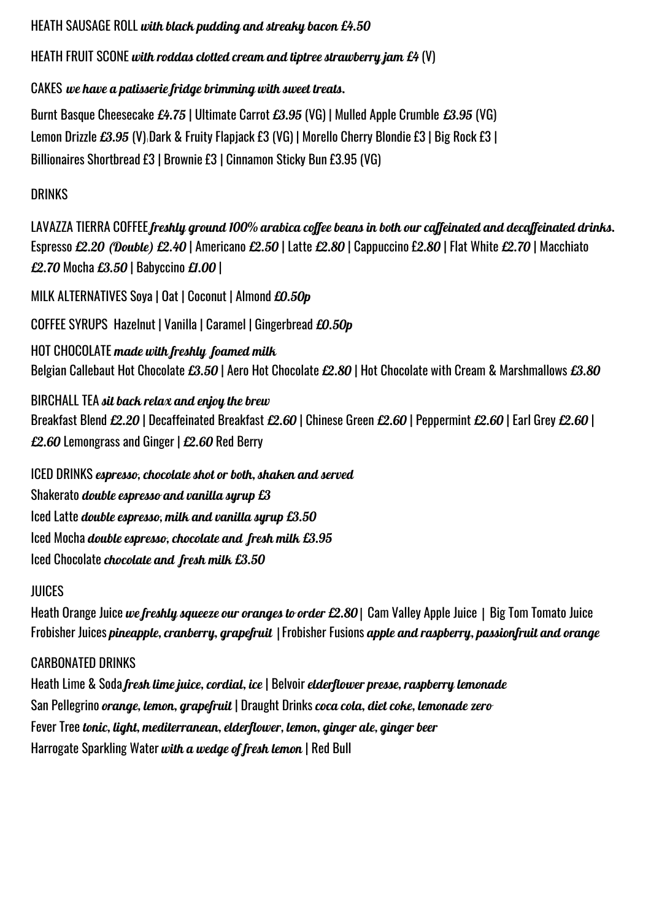HEATH SAUSAGE ROLL *with black pudding and streaky bacon £4.50*

HEATH FRUIT SCONE *with roddas clotted cream and tiptree strawberry jam £4* (V)

CAKES *we have a patisserie fridge brimming with sweet treats.*

Burnt Basque Cheesecake *£4.75* | Ultimate Carrot *£3.95* (VG) | Mulled Apple Crumble *£3.95* (VG)
Lemon Drizzle *£3.95* (V) | Dark & Fruity Flapjack £3 (VG) | Morello Cherry Blondie £3 | Big Rock £3 |
Billionaires Shortbread £3 | Brownie £3 | Cinnamon Sticky Bun £3.95 (VG)

## DRINKS

LAVAZZA TIERRA COFFEE *freshly ground 100% arabica coffee beans in both our caffeinated and decaffeinated drinks.*
Espresso *£2.20 (Double) £2.40* | Americano *£2.50* | Latte *£2.80* | Cappuccino £*2.80* | Flat White *£2.70* | Macchiato *£2.70* Mocha *£3.50* | Babyccino *£1.00* |

MILK ALTERNATIVES Soya | Oat | Coconut | Almond *£0.50p*

COFFEE SYRUPS Hazelnut | Vanilla | Caramel | Gingerbread *£0.50p*

HOT CHOCOLATE *made with freshly foamed milk*
Belgian Callebaut Hot Chocolate *£3.50* | Aero Hot Chocolate *£2.80* | Hot Chocolate with Cream & Marshmallows *£3.80*

BIRCHALL TEA *sit back relax and enjoy the brew*
Breakfast Blend *£2.20* | Decaffeinated Breakfast *£2.60* | Chinese Green *£2.60* | Peppermint *£2.60* | Earl Grey *£2.60* | *£2.60* Lemongrass and Ginger | *£2.60* Red Berry

ICED DRINKS *espresso, chocolate shot or both, shaken and served*
Shakerato *double espresso and vanilla syrup £3*
Iced Latte *double espresso, milk and vanilla syrup £3.50*
Iced Mocha *double espresso, chocolate and fresh milk £3.95*
Iced Chocolate *chocolate and fresh milk £3.50*

## JUICES

Heath Orange Juice *we freshly squeeze our oranges to order £2.80* | Cam Valley Apple Juice | Big Tom Tomato Juice
Frobisher Juices *pineapple, cranberry, grapefruit* | Frobisher Fusions *apple and raspberry, passionfruit and orange*

## CARBONATED DRINKS

Heath Lime & Soda *fresh lime juice, cordial, ice* | Belvoir *elderflower presse, raspberry lemonade*
San Pellegrino *orange, lemon, grapefruit* | Draught Drinks *coca cola, diet coke, lemonade zero*
Fever Tree *tonic, light, mediterranean, elderflower, lemon, ginger ale, ginger beer*
Harrogate Sparkling Water *with a wedge of fresh lemon* | Red Bull